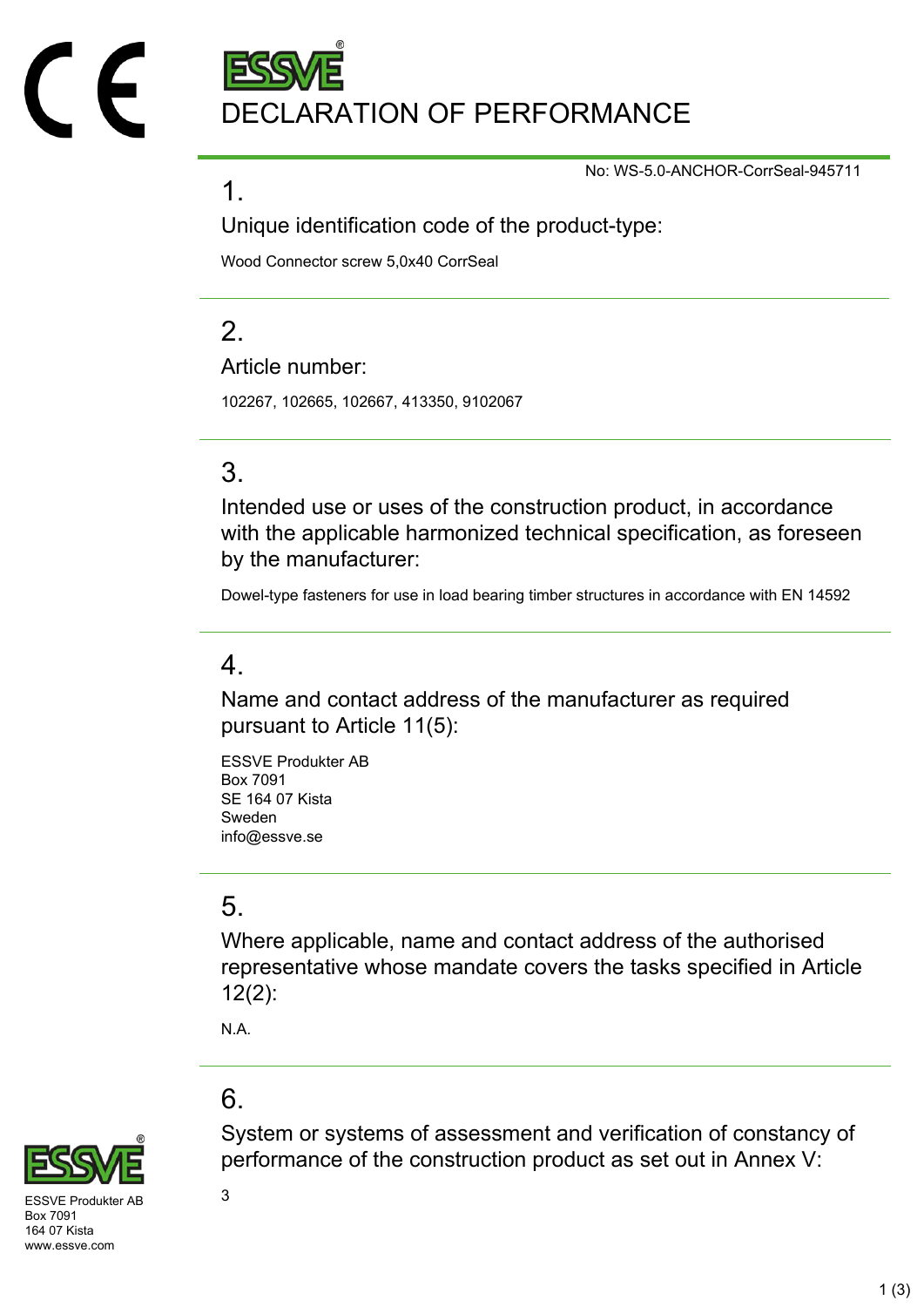# DECLARATION OF PERFORMANCE

No: WS-5.0-ANCHOR-CorrSeal-945711

## 1.

### Unique identification code of the product-type:

Wood Connector screw 5,0x40 CorrSeal

## 2.

### Article number:

102267, 102665, 102667, 413350, 9102067

## 3.

### Intended use or uses of the construction product, in accordance with the applicable harmonized technical specification, as foreseen by the manufacturer:

Dowel-type fasteners for use in load bearing timber structures in accordance with EN 14592

## 4.

### Name and contact address of the manufacturer as required pursuant to Article 11(5):

ESSVE Produkter AB
Box 7091
SE 164 07 Kista
Sweden
info@essve.se

## 5.

### Where applicable, name and contact address of the authorised representative whose mandate covers the tasks specified in Article 12(2):

N.A.

## 6.

### System or systems of assessment and verification of constancy of performance of the construction product as set out in Annex V:

3

ESSVE Produkter AB
Box 7091
164 07 Kista
www.essve.com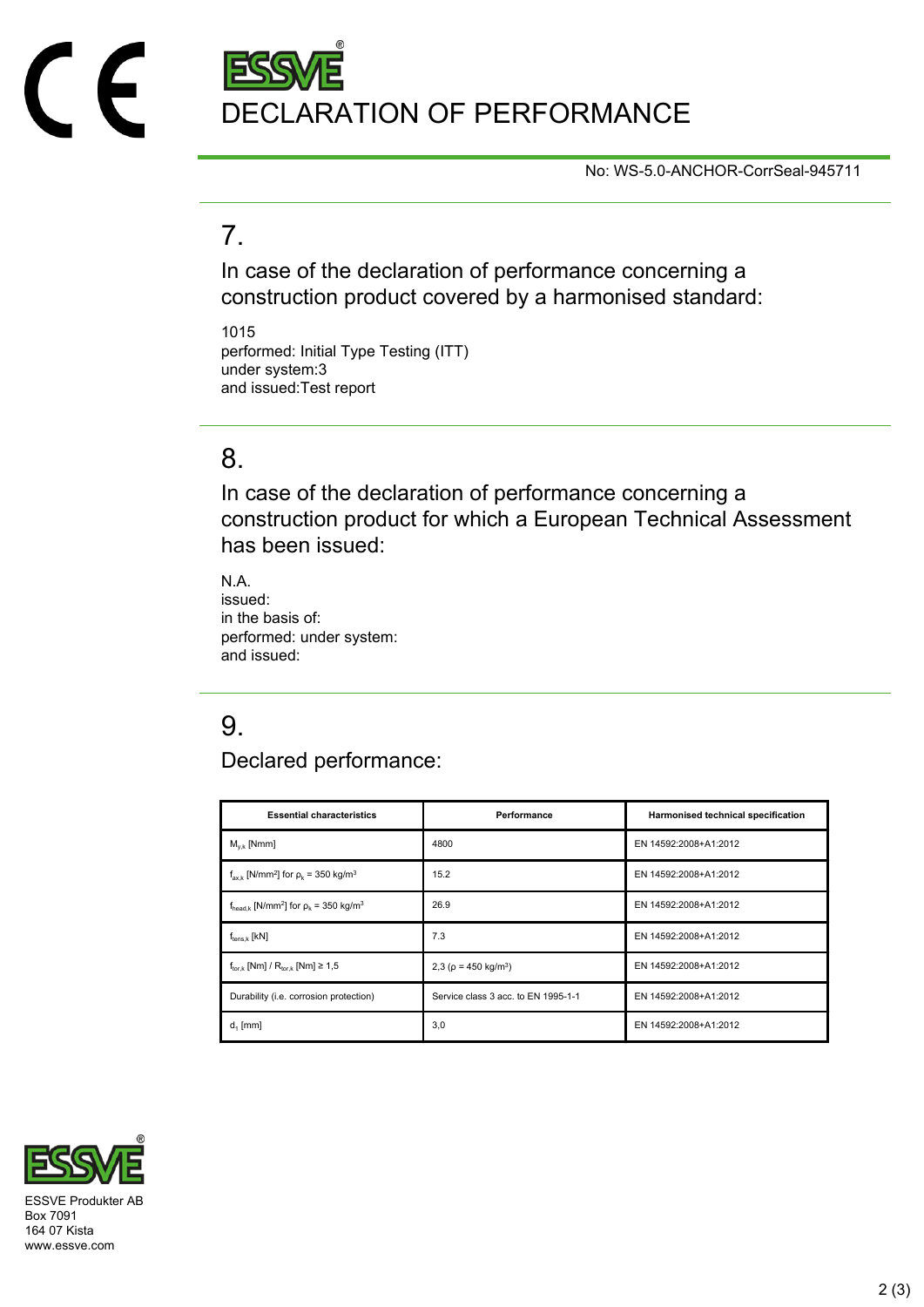# DECLARATION OF PERFORMANCE

No: WS-5.0-ANCHOR-CorrSeal-945711

## 7.

### In case of the declaration of performance concerning a construction product covered by a harmonised standard:

1015
performed: Initial Type Testing (ITT)
under system:3
and issued:Test report

## 8.

### In case of the declaration of performance concerning a construction product for which a European Technical Assessment has been issued:

N.A.
issued:
in the basis of:
performed: under system:
and issued:

## 9.

### Declared performance:

| Essential characteristics | Performance | Harmonised technical specification |
|---|---|---|
| $M_{y,k}$ [Nmm] | 4800 | EN 14592:2008+A1:2012 |
| $f_{ax,k}$ [N/mm$^2$] for $\rho_k$ = 350 kg/m$^3$ | 15.2 | EN 14592:2008+A1:2012 |
| $f_{head,k}$ [N/mm$^2$] for $\rho_k$ = 350 kg/m$^3$ | 26.9 | EN 14592:2008+A1:2012 |
| $f_{tens,k}$ [kN] | 7.3 | EN 14592:2008+A1:2012 |
| $f_{tor,k}$ [Nm] / $R_{tor,k}$ [Nm] ≥ 1,5 | 2,3 ($\rho$ = 450 kg/m$^3$) | EN 14592:2008+A1:2012 |
| Durability (i.e. corrosion protection) | Service class 3 acc. to EN 1995-1-1 | EN 14592:2008+A1:2012 |
| $d_1$ [mm] | 3,0 | EN 14592:2008+A1:2012 |

ESSVE Produkter AB
Box 7091
164 07 Kista
www.essve.com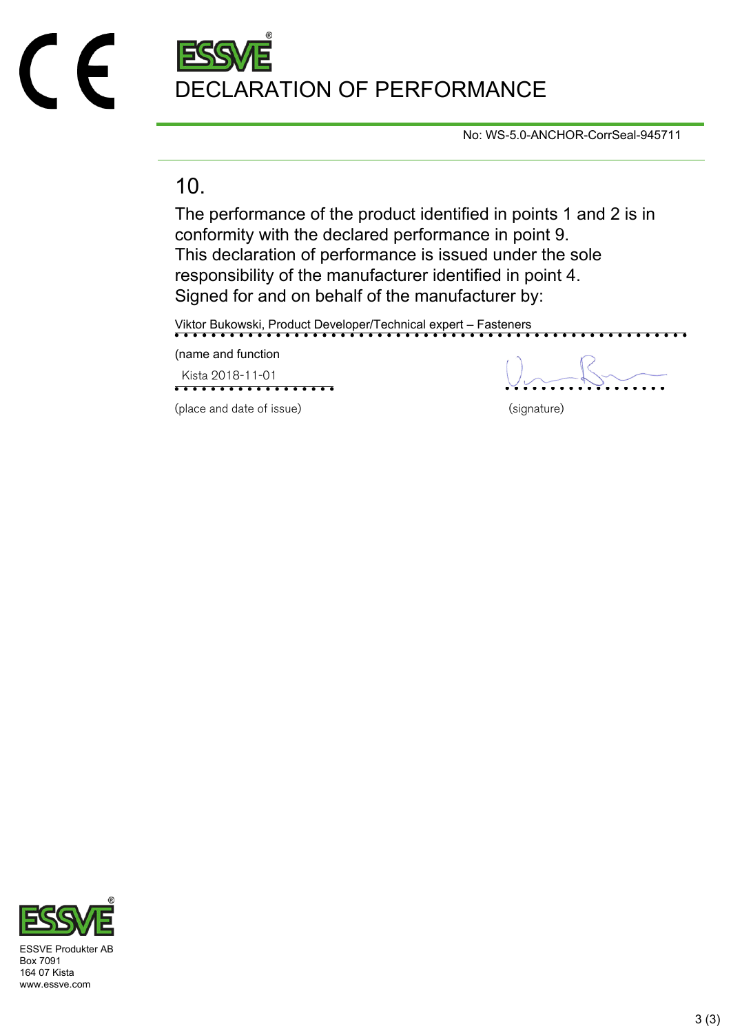# DECLARATION OF PERFORMANCE

No: WS-5.0-ANCHOR-CorrSeal-945711

## 10.

The performance of the product identified in points 1 and 2 is in conformity with the declared performance in point 9.
This declaration of performance is issued under the sole responsibility of the manufacturer identified in point 4.
Signed for and on behalf of the manufacturer by:

Viktor Bukowski, Product Developer/Technical expert – Fasteners

(name and function

Kista 2018-11-01

(place and date of issue)

(signature)

ESSVE Produkter AB
Box 7091
164 07 Kista
www.essve.com